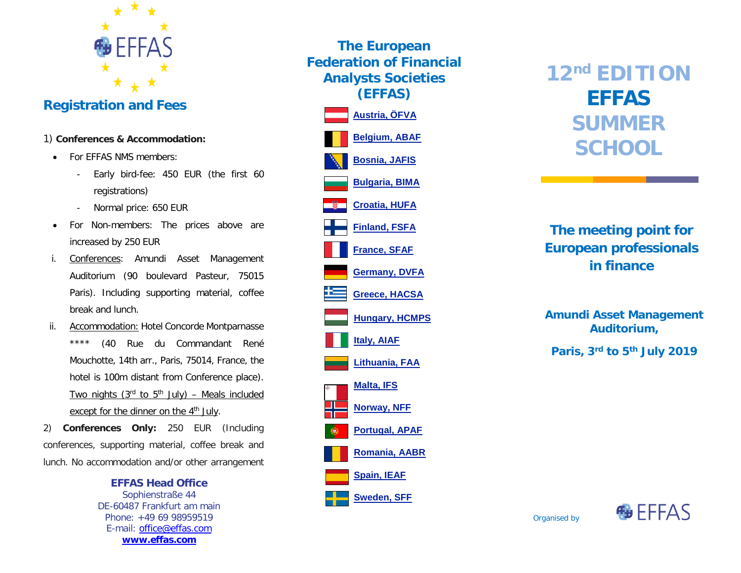EFFAS

## Registration and Fees

1) **Conferences & Accommodation:**

- For EFFAS NMS members:
  - Early bird-fee: 450 EUR (the first 60 registrations)
  - Normal price: 650 EUR
- For Non-members: The prices above are increased by 250 EUR

i. Conferences: Amundi Asset Management Auditorium (90 boulevard Pasteur, 75015 Paris). Including supporting material, coffee break and lunch.

ii. Accommodation: Hotel Concorde Montparnasse **** (40 Rue du Commandant René Mouchotte, 14th arr., Paris, 75014, France, the hotel is 100m distant from Conference place). Two nights (3rd to 5th July) – Meals included except for the dinner on the 4th July.

2) **Conferences Only:** 250 EUR (Including conferences, supporting material, coffee break and lunch. No accommodation and/or other arrangement

**EFFAS Head Office**
Sophienstraße 44
DE-60487 Frankfurt am main
Phone: +49 69 98959519
E-mail: office@effas.com
**www.effas.com**

## The European Federation of Financial Analysts Societies (EFFAS)

- **Austria, ÖFVA**
- **Belgium, ABAF**
- **Bosnia, JAFIS**
- **Bulgaria, BIMA**
- **Croatia, HUFA**
- **Finland, FSFA**
- **France, SFAF**
- **Germany, DVFA**
- **Greece, HACSA**
- **Hungary, HCMPS**
- **Italy, AIAF**
- **Lithuania, FAA**
- **Malta, IFS**
- **Norway, NFF**
- **Portugal, APAF**
- **Romania, AABR**
- **Spain, IEAF**
- **Sweden, SFF**

# 12nd EDITION EFFAS SUMMER SCHOOL

**The meeting point for European professionals in finance**

**Amundi Asset Management Auditorium,**

**Paris, 3rd to 5th July 2019**

Organised by EFFAS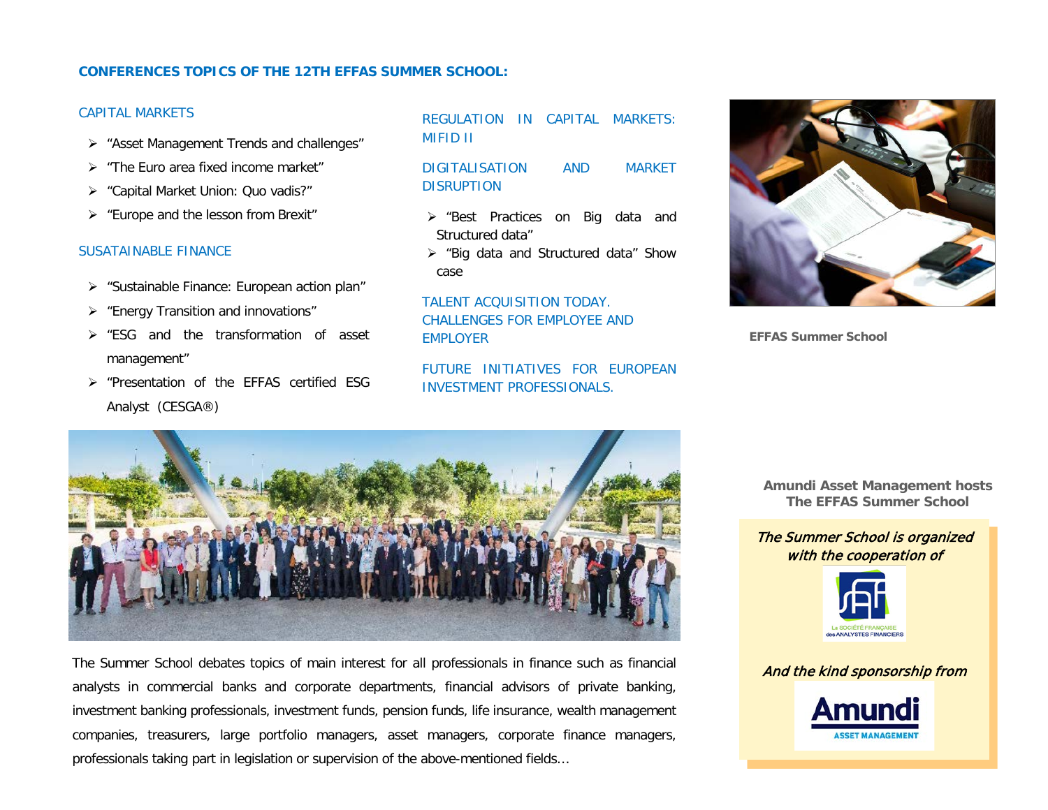**CONFERENCES TOPICS OF THE 12TH EFFAS SUMMER SCHOOL:**

CAPITAL MARKETS

- “Asset Management Trends and challenges”
- “The Euro area fixed income market”
- “Capital Market Union: Quo vadis?”
- “Europe and the lesson from Brexit”

SUSATAINABLE FINANCE

- “Sustainable Finance: European action plan”
- “Energy Transition and innovations”
- “ESG and the transformation of asset management”
- “Presentation of the EFFAS certified ESG Analyst (CESGA®)

REGULATION IN CAPITAL MARKETS: MIFID II

DIGITALISATION AND MARKET DISRUPTION

- “Best Practices on Big data and Structured data”
- “Big data and Structured data” Show case

TALENT ACQUISITION TODAY. CHALLENGES FOR EMPLOYEE AND EMPLOYER

FUTURE INITIATIVES FOR EUROPEAN INVESTMENT PROFESSIONALS.

**EFFAS Summer School**

The Summer School debates topics of main interest for all professionals in finance such as financial analysts in commercial banks and corporate departments, financial advisors of private banking, investment banking professionals, investment funds, pension funds, life insurance, wealth management companies, treasurers, large portfolio managers, asset managers, corporate finance managers, professionals taking part in legislation or supervision of the above-mentioned fields…

**Amundi Asset Management hosts The EFFAS Summer School**

*The Summer School is organized with the cooperation of*

SFAF La SOCIÉTÉ FRANÇAISE des ANALYSTES FINANCIERS

*And the kind sponsorship from*

Amundi ASSET MANAGEMENT